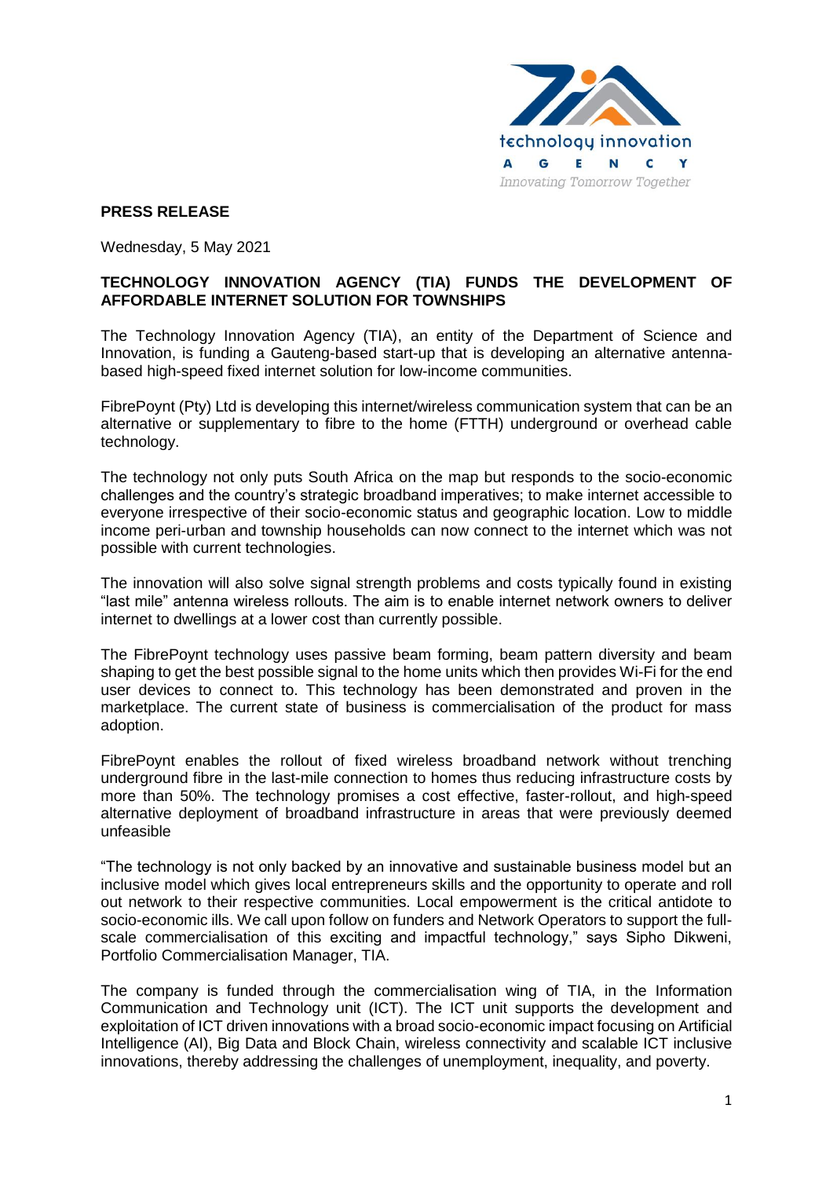technology innovation

AGENCY

*Innovating Tomorrow Together*

**PRESS RELEASE**

Wednesday, 5 May 2021

**TECHNOLOGY INNOVATION AGENCY (TIA) FUNDS THE DEVELOPMENT OF AFFORDABLE INTERNET SOLUTION FOR TOWNSHIPS**

The Technology Innovation Agency (TIA), an entity of the Department of Science and Innovation, is funding a Gauteng-based start-up that is developing an alternative antenna-based high-speed fixed internet solution for low-income communities.

FibrePoynt (Pty) Ltd is developing this internet/wireless communication system that can be an alternative or supplementary to fibre to the home (FTTH) underground or overhead cable technology.

The technology not only puts South Africa on the map but responds to the socio-economic challenges and the country's strategic broadband imperatives; to make internet accessible to everyone irrespective of their socio-economic status and geographic location. Low to middle income peri-urban and township households can now connect to the internet which was not possible with current technologies.

The innovation will also solve signal strength problems and costs typically found in existing "last mile" antenna wireless rollouts. The aim is to enable internet network owners to deliver internet to dwellings at a lower cost than currently possible.

The FibrePoynt technology uses passive beam forming, beam pattern diversity and beam shaping to get the best possible signal to the home units which then provides Wi-Fi for the end user devices to connect to. This technology has been demonstrated and proven in the marketplace. The current state of business is commercialisation of the product for mass adoption.

FibrePoynt enables the rollout of fixed wireless broadband network without trenching underground fibre in the last-mile connection to homes thus reducing infrastructure costs by more than 50%. The technology promises a cost effective, faster-rollout, and high-speed alternative deployment of broadband infrastructure in areas that were previously deemed unfeasible

"The technology is not only backed by an innovative and sustainable business model but an inclusive model which gives local entrepreneurs skills and the opportunity to operate and roll out network to their respective communities. Local empowerment is the critical antidote to socio-economic ills. We call upon follow on funders and Network Operators to support the full-scale commercialisation of this exciting and impactful technology," says Sipho Dikweni, Portfolio Commercialisation Manager, TIA.

The company is funded through the commercialisation wing of TIA, in the Information Communication and Technology unit (ICT). The ICT unit supports the development and exploitation of ICT driven innovations with a broad socio-economic impact focusing on Artificial Intelligence (AI), Big Data and Block Chain, wireless connectivity and scalable ICT inclusive innovations, thereby addressing the challenges of unemployment, inequality, and poverty.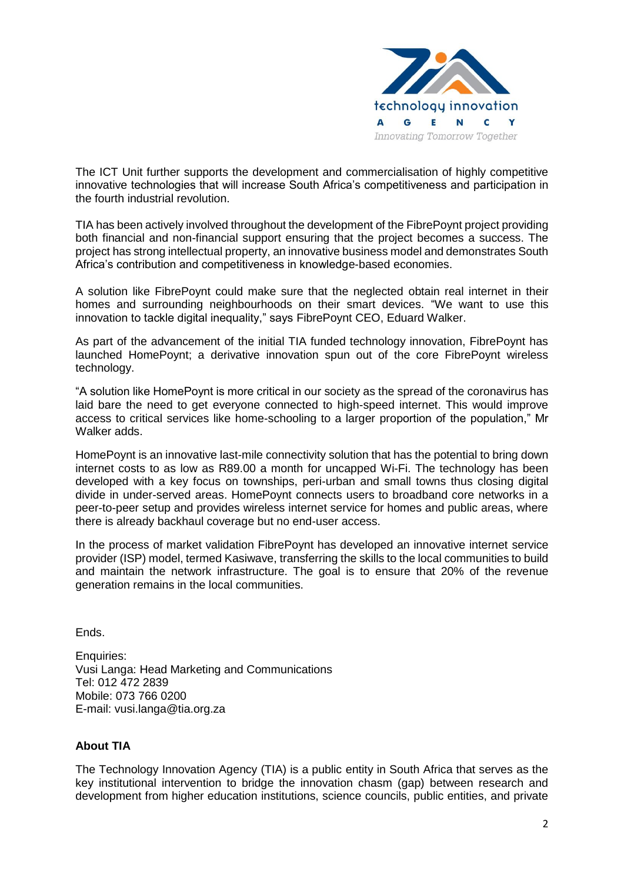The ICT Unit further supports the development and commercialisation of highly competitive innovative technologies that will increase South Africa's competitiveness and participation in the fourth industrial revolution.

TIA has been actively involved throughout the development of the FibrePoynt project providing both financial and non-financial support ensuring that the project becomes a success. The project has strong intellectual property, an innovative business model and demonstrates South Africa's contribution and competitiveness in knowledge-based economies.

A solution like FibrePoynt could make sure that the neglected obtain real internet in their homes and surrounding neighbourhoods on their smart devices. "We want to use this innovation to tackle digital inequality," says FibrePoynt CEO, Eduard Walker.

As part of the advancement of the initial TIA funded technology innovation, FibrePoynt has launched HomePoynt; a derivative innovation spun out of the core FibrePoynt wireless technology.

"A solution like HomePoynt is more critical in our society as the spread of the coronavirus has laid bare the need to get everyone connected to high-speed internet. This would improve access to critical services like home-schooling to a larger proportion of the population," Mr Walker adds.

HomePoynt is an innovative last-mile connectivity solution that has the potential to bring down internet costs to as low as R89.00 a month for uncapped Wi-Fi. The technology has been developed with a key focus on townships, peri-urban and small towns thus closing digital divide in under-served areas. HomePoynt connects users to broadband core networks in a peer-to-peer setup and provides wireless internet service for homes and public areas, where there is already backhaul coverage but no end-user access.

In the process of market validation FibrePoynt has developed an innovative internet service provider (ISP) model, termed Kasiwave, transferring the skills to the local communities to build and maintain the network infrastructure. The goal is to ensure that 20% of the revenue generation remains in the local communities.

Ends.

Enquiries:
Vusi Langa: Head Marketing and Communications
Tel: 012 472 2839
Mobile: 073 766 0200
E-mail: vusi.langa@tia.org.za

**About TIA**

The Technology Innovation Agency (TIA) is a public entity in South Africa that serves as the key institutional intervention to bridge the innovation chasm (gap) between research and development from higher education institutions, science councils, public entities, and private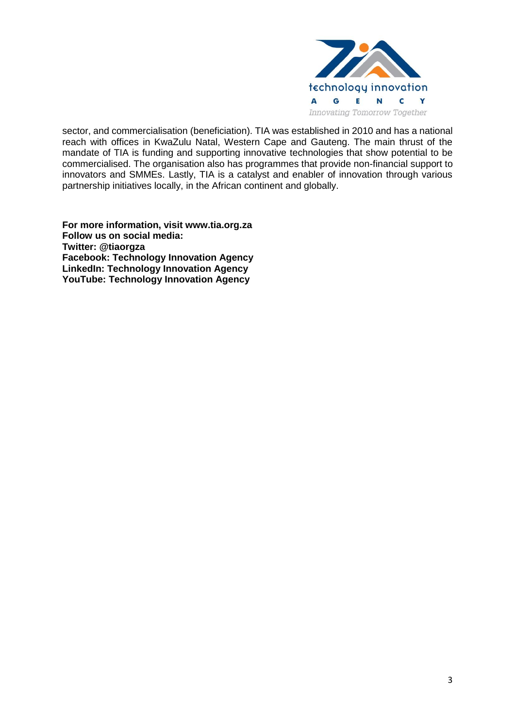sector, and commercialisation (beneficiation). TIA was established in 2010 and has a national reach with offices in KwaZulu Natal, Western Cape and Gauteng. The main thrust of the mandate of TIA is funding and supporting innovative technologies that show potential to be commercialised. The organisation also has programmes that provide non-financial support to innovators and SMMEs. Lastly, TIA is a catalyst and enabler of innovation through various partnership initiatives locally, in the African continent and globally.

**For more information, visit www.tia.org.za**
**Follow us on social media:**
**Twitter: @tiaorgza**
**Facebook: Technology Innovation Agency**
**LinkedIn: Technology Innovation Agency**
**YouTube: Technology Innovation Agency**